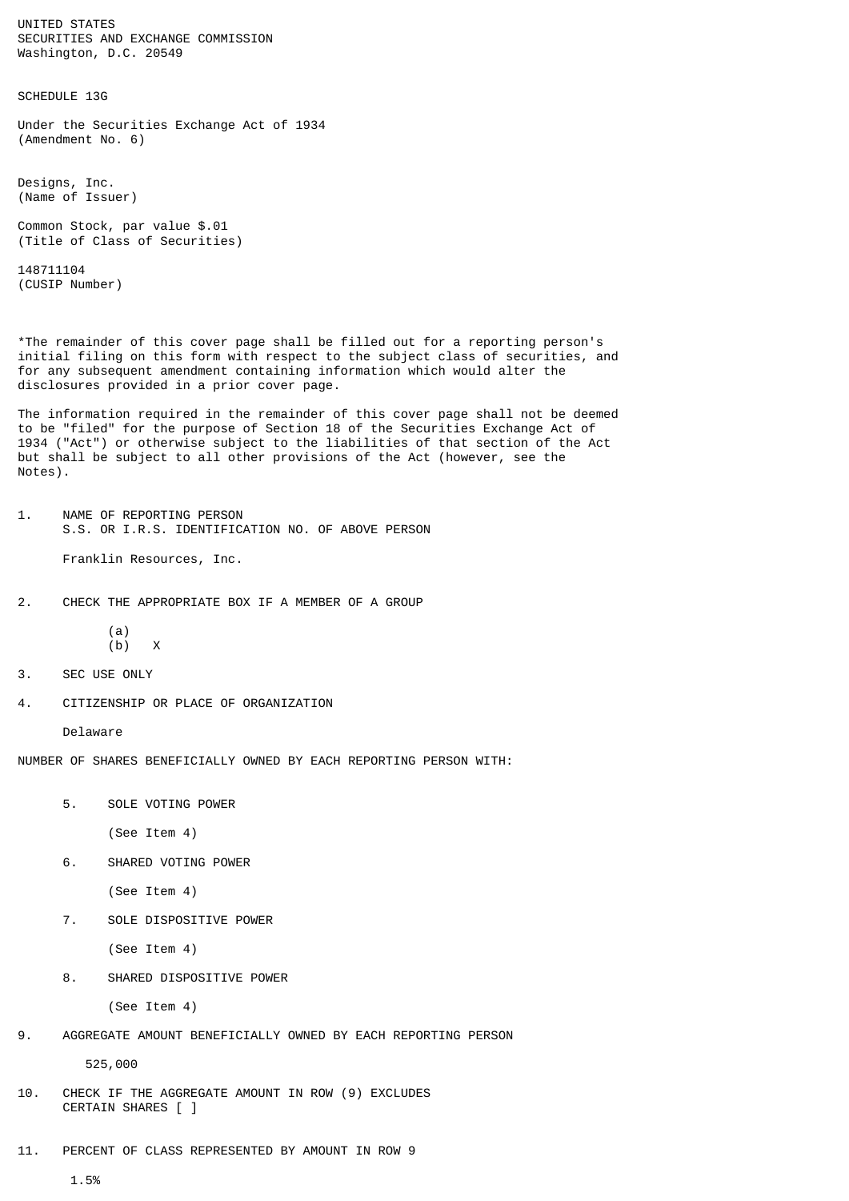UNITED STATES
SECURITIES AND EXCHANGE COMMISSION
Washington, D.C. 20549

SCHEDULE 13G

Under the Securities Exchange Act of 1934
(Amendment No. 6)

Designs, Inc.
(Name of Issuer)

Common Stock, par value $.01
(Title of Class of Securities)

148711104
(CUSIP Number)

*The remainder of this cover page shall be filled out for a reporting person's initial filing on this form with respect to the subject class of securities, and for any subsequent amendment containing information which would alter the disclosures provided in a prior cover page.

The information required in the remainder of this cover page shall not be deemed to be "filed" for the purpose of Section 18 of the Securities Exchange Act of 1934 ("Act") or otherwise subject to the liabilities of that section of the Act but shall be subject to all other provisions of the Act (however, see the Notes).

1. NAME OF REPORTING PERSON
   S.S. OR I.R.S. IDENTIFICATION NO. OF ABOVE PERSON

   Franklin Resources, Inc.

2. CHECK THE APPROPRIATE BOX IF A MEMBER OF A GROUP

   (a)
   (b) X

3. SEC USE ONLY

4. CITIZENSHIP OR PLACE OF ORGANIZATION

   Delaware

NUMBER OF SHARES BENEFICIALLY OWNED BY EACH REPORTING PERSON WITH:

5. SOLE VOTING POWER

   (See Item 4)

6. SHARED VOTING POWER

   (See Item 4)

7. SOLE DISPOSITIVE POWER

   (See Item 4)

8. SHARED DISPOSITIVE POWER

   (See Item 4)

9. AGGREGATE AMOUNT BENEFICIALLY OWNED BY EACH REPORTING PERSON

   525,000

10. CHECK IF THE AGGREGATE AMOUNT IN ROW (9) EXCLUDES CERTAIN SHARES [ ]

11. PERCENT OF CLASS REPRESENTED BY AMOUNT IN ROW 9

   1.5%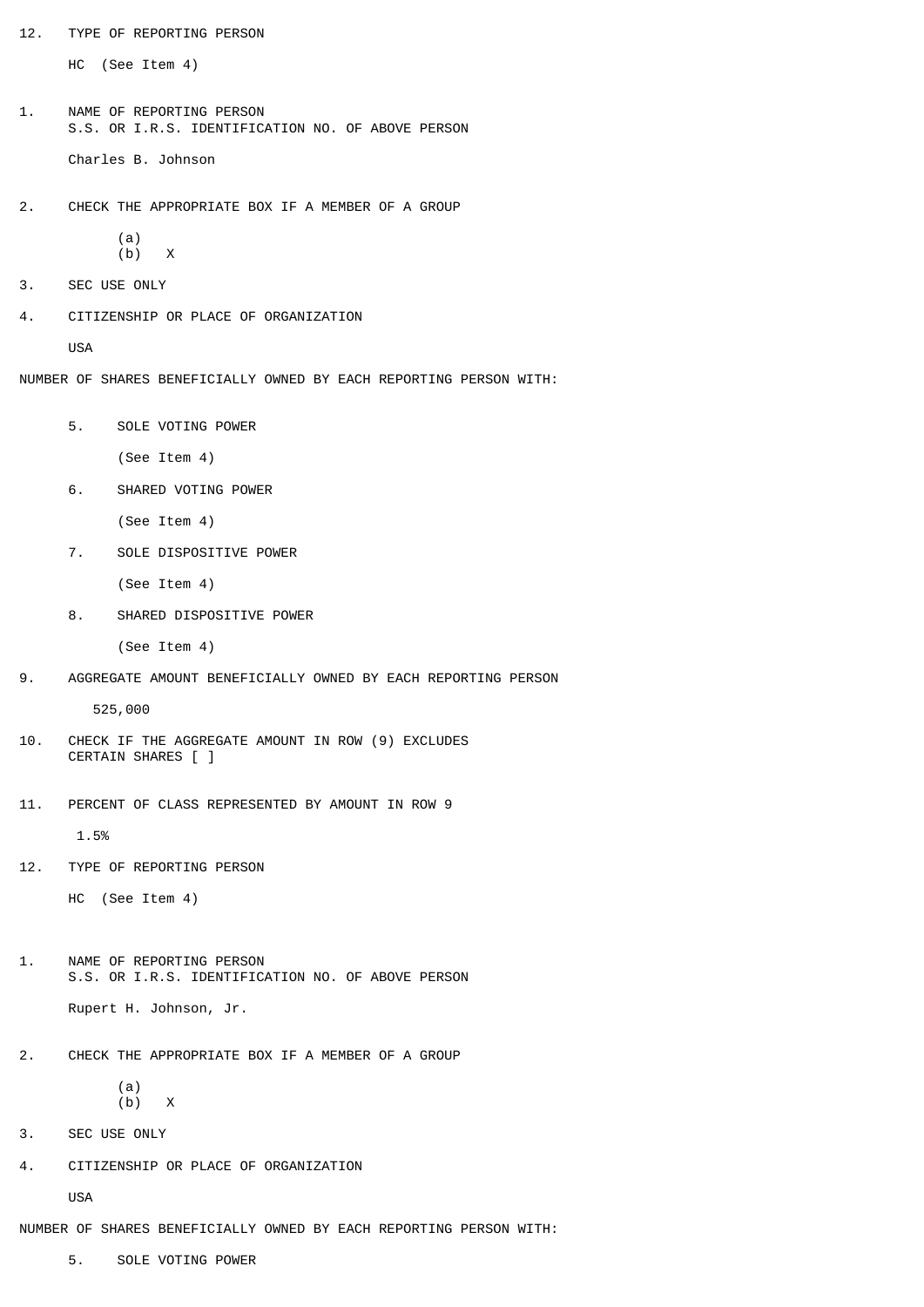12. TYPE OF REPORTING PERSON

    HC (See Item 4)

1. NAME OF REPORTING PERSON
   S.S. OR I.R.S. IDENTIFICATION NO. OF ABOVE PERSON

   Charles B. Johnson

2. CHECK THE APPROPRIATE BOX IF A MEMBER OF A GROUP

   (a)
   (b) X

3. SEC USE ONLY

4. CITIZENSHIP OR PLACE OF ORGANIZATION

   USA

NUMBER OF SHARES BENEFICIALLY OWNED BY EACH REPORTING PERSON WITH:

5. SOLE VOTING POWER

   (See Item 4)

6. SHARED VOTING POWER

   (See Item 4)

7. SOLE DISPOSITIVE POWER

   (See Item 4)

8. SHARED DISPOSITIVE POWER

   (See Item 4)

9. AGGREGATE AMOUNT BENEFICIALLY OWNED BY EACH REPORTING PERSON

   525,000

10. CHECK IF THE AGGREGATE AMOUNT IN ROW (9) EXCLUDES CERTAIN SHARES [ ]

11. PERCENT OF CLASS REPRESENTED BY AMOUNT IN ROW 9

    1.5%

12. TYPE OF REPORTING PERSON

    HC (See Item 4)

1. NAME OF REPORTING PERSON
   S.S. OR I.R.S. IDENTIFICATION NO. OF ABOVE PERSON

   Rupert H. Johnson, Jr.

2. CHECK THE APPROPRIATE BOX IF A MEMBER OF A GROUP

   (a)
   (b) X

3. SEC USE ONLY

4. CITIZENSHIP OR PLACE OF ORGANIZATION

   USA

NUMBER OF SHARES BENEFICIALLY OWNED BY EACH REPORTING PERSON WITH:

5. SOLE VOTING POWER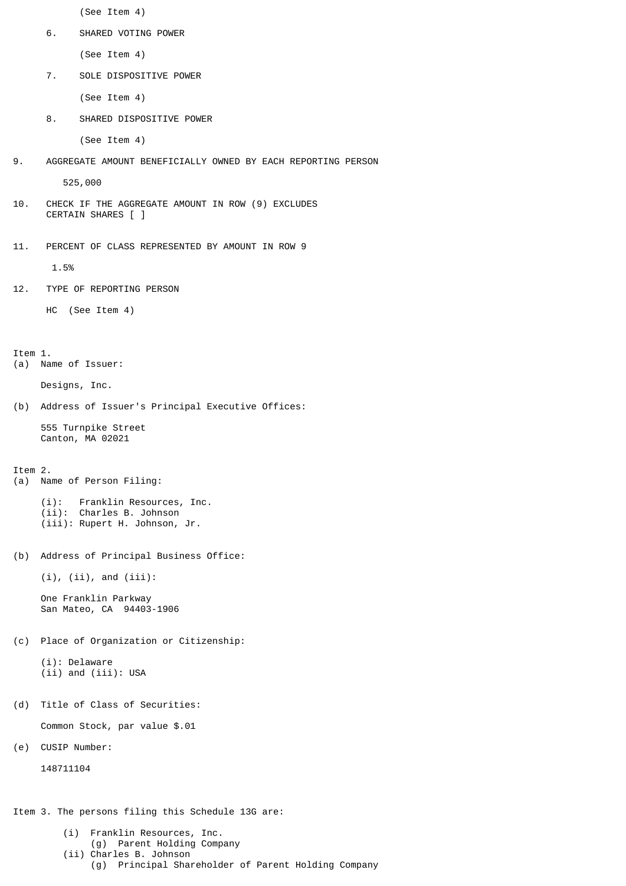(See Item 4)

6. SHARED VOTING POWER

   (See Item 4)

7. SOLE DISPOSITIVE POWER

   (See Item 4)

8. SHARED DISPOSITIVE POWER

   (See Item 4)

9. AGGREGATE AMOUNT BENEFICIALLY OWNED BY EACH REPORTING PERSON

   525,000

10. CHECK IF THE AGGREGATE AMOUNT IN ROW (9) EXCLUDES CERTAIN SHARES [ ]

11. PERCENT OF CLASS REPRESENTED BY AMOUNT IN ROW 9

    1.5%

12. TYPE OF REPORTING PERSON

    HC (See Item 4)

Item 1.

(a) Name of Issuer:

Designs, Inc.

(b) Address of Issuer's Principal Executive Offices:

555 Turnpike Street
Canton, MA 02021

Item 2.

(a) Name of Person Filing:

(i): Franklin Resources, Inc.
(ii): Charles B. Johnson
(iii): Rupert H. Johnson, Jr.

(b) Address of Principal Business Office:

(i), (ii), and (iii):

One Franklin Parkway
San Mateo, CA 94403-1906

(c) Place of Organization or Citizenship:

(i): Delaware
(ii) and (iii): USA

(d) Title of Class of Securities:

Common Stock, par value $.01

(e) CUSIP Number:

148711104

Item 3. The persons filing this Schedule 13G are:

(i) Franklin Resources, Inc.
    (g) Parent Holding Company
(ii) Charles B. Johnson
    (g) Principal Shareholder of Parent Holding Company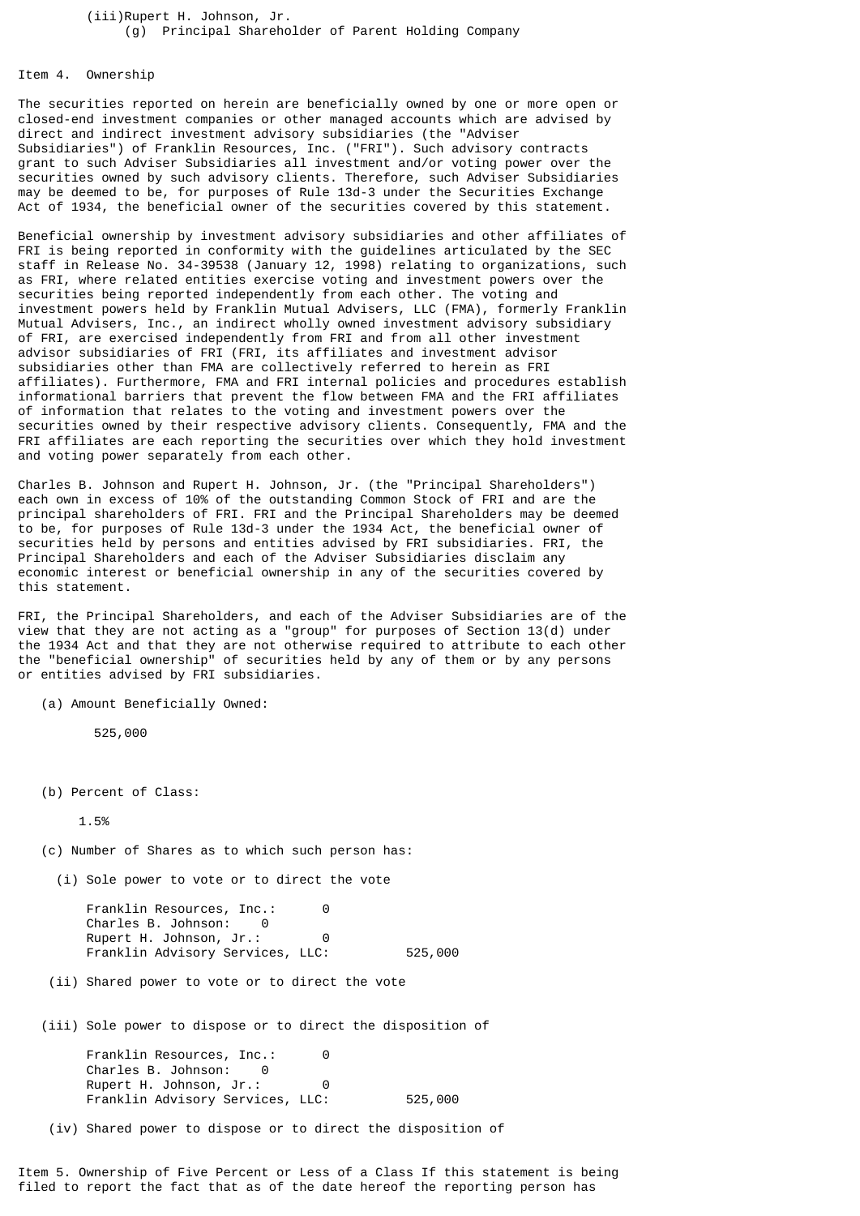(iii)Rupert H. Johnson, Jr.
(g) Principal Shareholder of Parent Holding Company

## Item 4. Ownership

The securities reported on herein are beneficially owned by one or more open or closed-end investment companies or other managed accounts which are advised by direct and indirect investment advisory subsidiaries (the "Adviser Subsidiaries") of Franklin Resources, Inc. ("FRI"). Such advisory contracts grant to such Adviser Subsidiaries all investment and/or voting power over the securities owned by such advisory clients. Therefore, such Adviser Subsidiaries may be deemed to be, for purposes of Rule 13d-3 under the Securities Exchange Act of 1934, the beneficial owner of the securities covered by this statement.

Beneficial ownership by investment advisory subsidiaries and other affiliates of FRI is being reported in conformity with the guidelines articulated by the SEC staff in Release No. 34-39538 (January 12, 1998) relating to organizations, such as FRI, where related entities exercise voting and investment powers over the securities being reported independently from each other. The voting and investment powers held by Franklin Mutual Advisers, LLC (FMA), formerly Franklin Mutual Advisers, Inc., an indirect wholly owned investment advisory subsidiary of FRI, are exercised independently from FRI and from all other investment advisor subsidiaries of FRI (FRI, its affiliates and investment advisor subsidiaries other than FMA are collectively referred to herein as FRI affiliates). Furthermore, FMA and FRI internal policies and procedures establish informational barriers that prevent the flow between FMA and the FRI affiliates of information that relates to the voting and investment powers over the securities owned by their respective advisory clients. Consequently, FMA and the FRI affiliates are each reporting the securities over which they hold investment and voting power separately from each other.

Charles B. Johnson and Rupert H. Johnson, Jr. (the "Principal Shareholders") each own in excess of 10% of the outstanding Common Stock of FRI and are the principal shareholders of FRI. FRI and the Principal Shareholders may be deemed to be, for purposes of Rule 13d-3 under the 1934 Act, the beneficial owner of securities held by persons and entities advised by FRI subsidiaries. FRI, the Principal Shareholders and each of the Adviser Subsidiaries disclaim any economic interest or beneficial ownership in any of the securities covered by this statement.

FRI, the Principal Shareholders, and each of the Adviser Subsidiaries are of the view that they are not acting as a "group" for purposes of Section 13(d) under the 1934 Act and that they are not otherwise required to attribute to each other the "beneficial ownership" of securities held by any of them or by any persons or entities advised by FRI subsidiaries.

(a) Amount Beneficially Owned:

525,000

(b) Percent of Class:

1.5%

(c) Number of Shares as to which such person has:

(i) Sole power to vote or to direct the vote

| | |
|---|---|
| Franklin Resources, Inc.: | 0 |
| Charles B. Johnson: | 0 |
| Rupert H. Johnson, Jr.: | 0 |
| Franklin Advisory Services, LLC: | 525,000 |

(ii) Shared power to vote or to direct the vote

(iii) Sole power to dispose or to direct the disposition of

| | |
|---|---|
| Franklin Resources, Inc.: | 0 |
| Charles B. Johnson: | 0 |
| Rupert H. Johnson, Jr.: | 0 |
| Franklin Advisory Services, LLC: | 525,000 |

(iv) Shared power to dispose or to direct the disposition of

## Item 5. Ownership of Five Percent or Less of a Class

If this statement is being filed to report the fact that as of the date hereof the reporting person has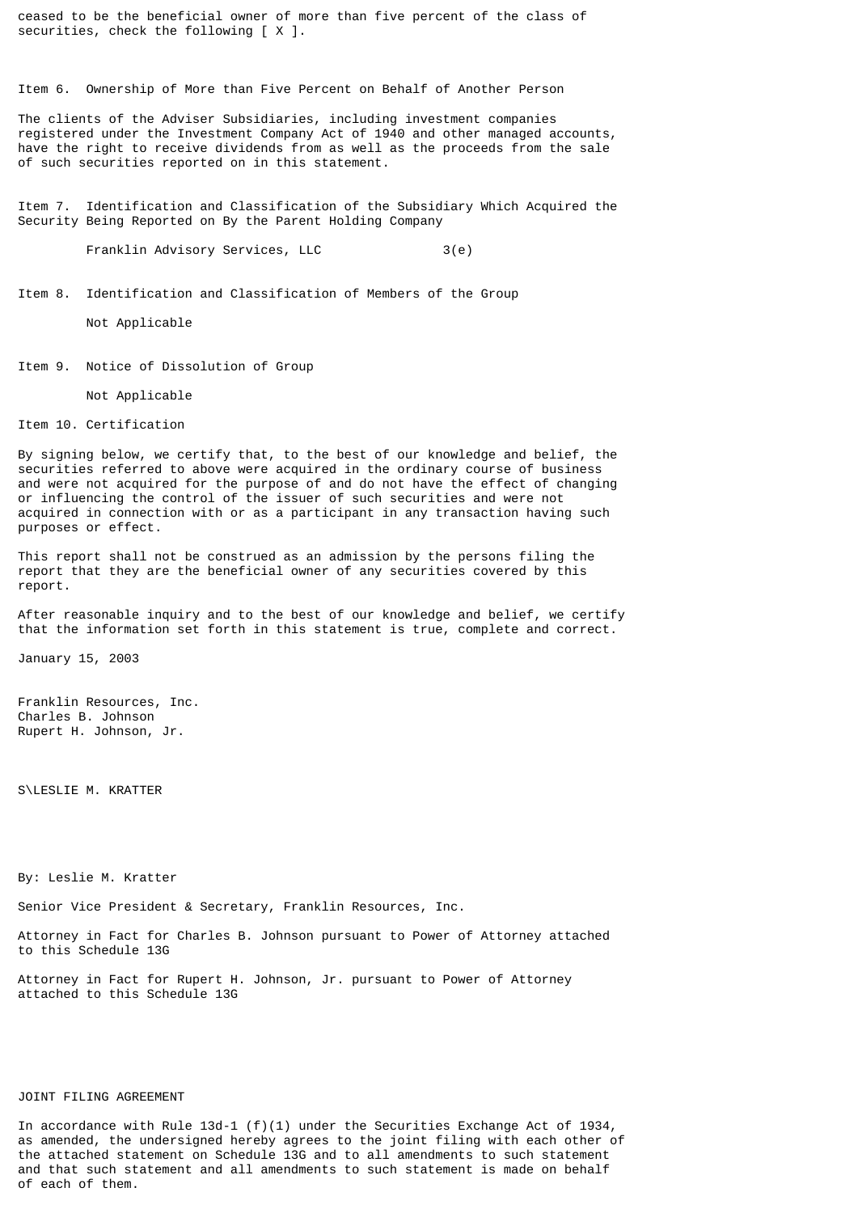ceased to be the beneficial owner of more than five percent of the class of securities, check the following [ X ].

Item 6. Ownership of More than Five Percent on Behalf of Another Person

The clients of the Adviser Subsidiaries, including investment companies registered under the Investment Company Act of 1940 and other managed accounts, have the right to receive dividends from as well as the proceeds from the sale of such securities reported on in this statement.

Item 7. Identification and Classification of the Subsidiary Which Acquired the Security Being Reported on By the Parent Holding Company

Franklin Advisory Services, LLC 3(e)

Item 8. Identification and Classification of Members of the Group

Not Applicable

Item 9. Notice of Dissolution of Group

Not Applicable

Item 10. Certification

By signing below, we certify that, to the best of our knowledge and belief, the securities referred to above were acquired in the ordinary course of business and were not acquired for the purpose of and do not have the effect of changing or influencing the control of the issuer of such securities and were not acquired in connection with or as a participant in any transaction having such purposes or effect.

This report shall not be construed as an admission by the persons filing the report that they are the beneficial owner of any securities covered by this report.

After reasonable inquiry and to the best of our knowledge and belief, we certify that the information set forth in this statement is true, complete and correct.

January 15, 2003

Franklin Resources, Inc.
Charles B. Johnson
Rupert H. Johnson, Jr.

S\LESLIE M. KRATTER

By: Leslie M. Kratter

Senior Vice President & Secretary, Franklin Resources, Inc.

Attorney in Fact for Charles B. Johnson pursuant to Power of Attorney attached to this Schedule 13G

Attorney in Fact for Rupert H. Johnson, Jr. pursuant to Power of Attorney attached to this Schedule 13G

JOINT FILING AGREEMENT

In accordance with Rule 13d-1 (f)(1) under the Securities Exchange Act of 1934, as amended, the undersigned hereby agrees to the joint filing with each other of the attached statement on Schedule 13G and to all amendments to such statement and that such statement and all amendments to such statement is made on behalf of each of them.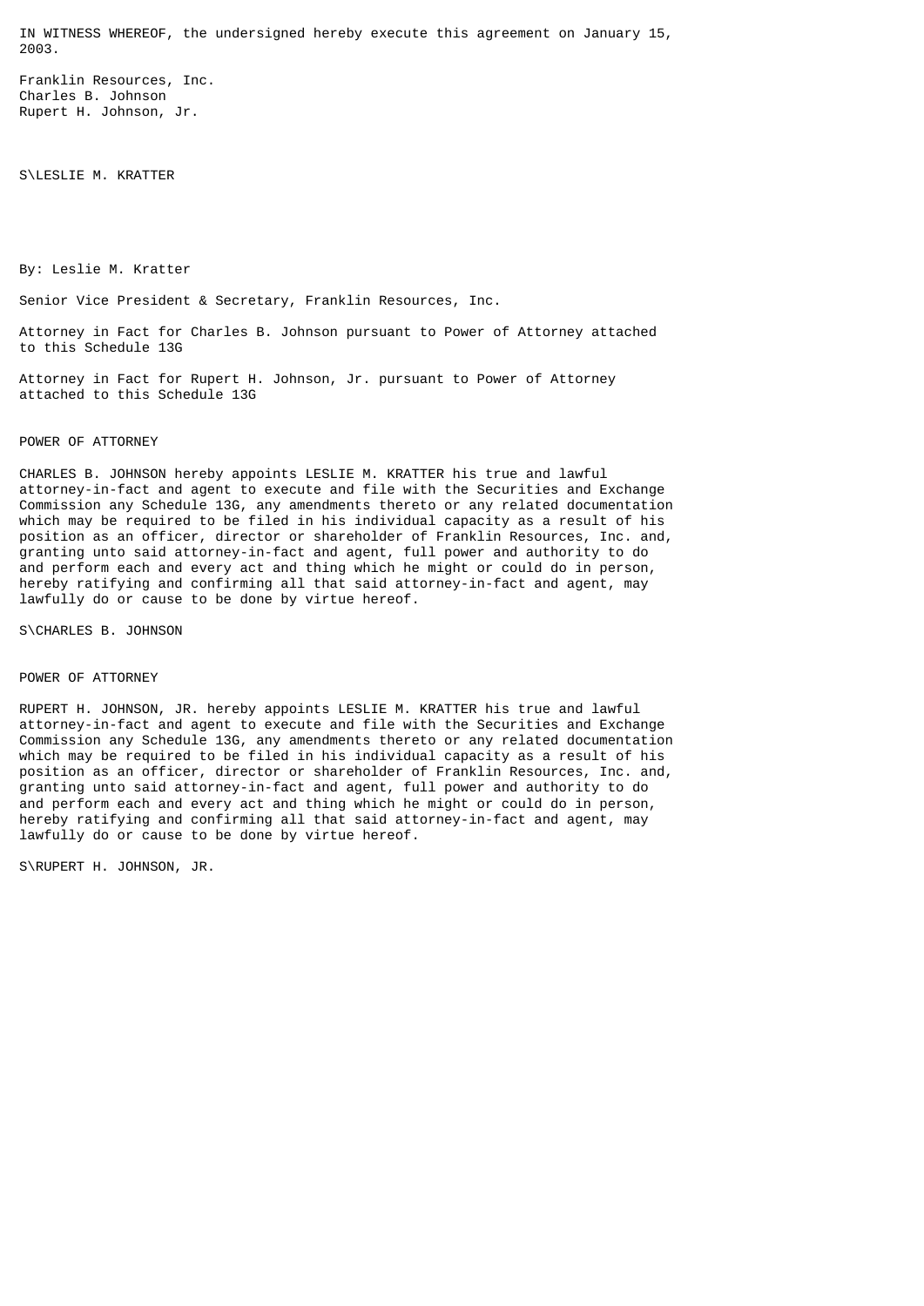IN WITNESS WHEREOF, the undersigned hereby execute this agreement on January 15, 2003.

Franklin Resources, Inc.
Charles B. Johnson
Rupert H. Johnson, Jr.

S\LESLIE M. KRATTER

By: Leslie M. Kratter

Senior Vice President & Secretary, Franklin Resources, Inc.

Attorney in Fact for Charles B. Johnson pursuant to Power of Attorney attached to this Schedule 13G

Attorney in Fact for Rupert H. Johnson, Jr. pursuant to Power of Attorney attached to this Schedule 13G

POWER OF ATTORNEY

CHARLES B. JOHNSON hereby appoints LESLIE M. KRATTER his true and lawful attorney-in-fact and agent to execute and file with the Securities and Exchange Commission any Schedule 13G, any amendments thereto or any related documentation which may be required to be filed in his individual capacity as a result of his position as an officer, director or shareholder of Franklin Resources, Inc. and, granting unto said attorney-in-fact and agent, full power and authority to do and perform each and every act and thing which he might or could do in person, hereby ratifying and confirming all that said attorney-in-fact and agent, may lawfully do or cause to be done by virtue hereof.

S\CHARLES B. JOHNSON

POWER OF ATTORNEY

RUPERT H. JOHNSON, JR. hereby appoints LESLIE M. KRATTER his true and lawful attorney-in-fact and agent to execute and file with the Securities and Exchange Commission any Schedule 13G, any amendments thereto or any related documentation which may be required to be filed in his individual capacity as a result of his position as an officer, director or shareholder of Franklin Resources, Inc. and, granting unto said attorney-in-fact and agent, full power and authority to do and perform each and every act and thing which he might or could do in person, hereby ratifying and confirming all that said attorney-in-fact and agent, may lawfully do or cause to be done by virtue hereof.

S\RUPERT H. JOHNSON, JR.